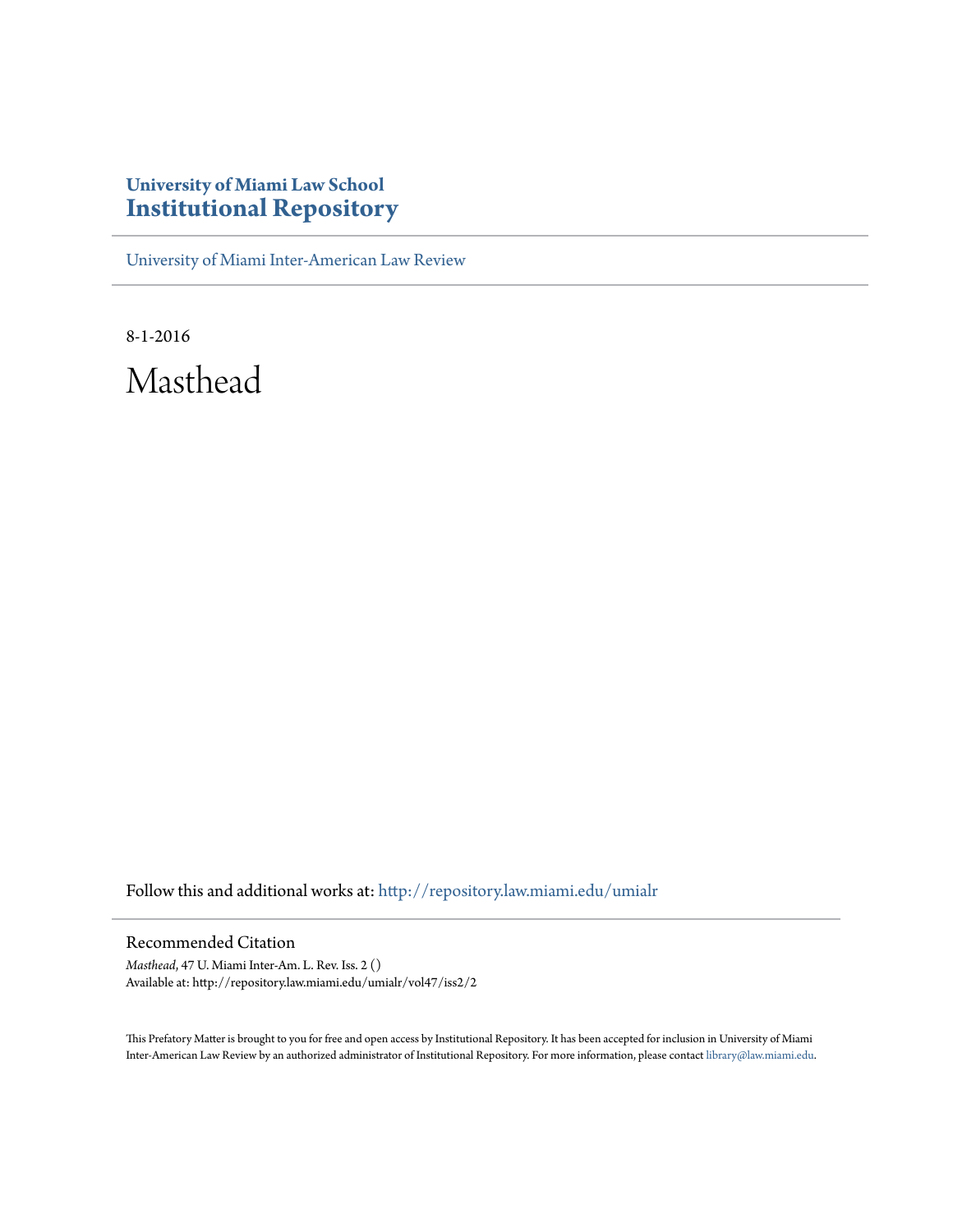# University of Miami Law School
# Institutional Repository

University of Miami Inter-American Law Review

8-1-2016

# Masthead

Follow this and additional works at: http://repository.law.miami.edu/umialr

## Recommended Citation

*Masthead*, 47 U. Miami Inter-Am. L. Rev. Iss. 2 ()
Available at: http://repository.law.miami.edu/umialr/vol47/iss2/2

This Prefatory Matter is brought to you for free and open access by Institutional Repository. It has been accepted for inclusion in University of Miami Inter-American Law Review by an authorized administrator of Institutional Repository. For more information, please contact library@law.miami.edu.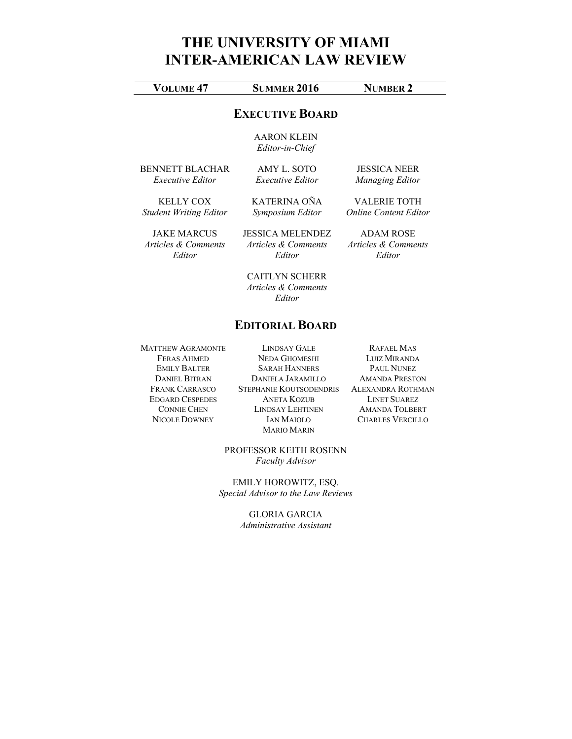# THE UNIVERSITY OF MIAMI INTER-AMERICAN LAW REVIEW

**VOLUME 47** **SUMMER 2016** **NUMBER 2**

## EXECUTIVE BOARD

AARON KLEIN
*Editor-in-Chief*

BENNETT BLACHAR
*Executive Editor*

AMY L. SOTO
*Executive Editor*

JESSICA NEER
*Managing Editor*

KELLY COX
*Student Writing Editor*

KATERINA OÑA
*Symposium Editor*

VALERIE TOTH
*Online Content Editor*

JAKE MARCUS
*Articles & Comments Editor*

JESSICA MELENDEZ
*Articles & Comments Editor*

ADAM ROSE
*Articles & Comments Editor*

CAITLYN SCHERR
*Articles & Comments Editor*

## EDITORIAL BOARD

MATTHEW AGRAMONTE
FERAS AHMED
EMILY BALTER
DANIEL BITRAN
FRANK CARRASCO
EDGARD CESPEDES
CONNIE CHEN
NICOLE DOWNEY
LINDSAY GALE
NEDA GHOMESHI
SARAH HANNERS
DANIELA JARAMILLO
STEPHANIE KOUTSODENDRIS
ANETA KOZUB
LINDSAY LEHTINEN
IAN MAIOLO
MARIO MARIN
RAFAEL MAS
LUIZ MIRANDA
PAUL NUNEZ
AMANDA PRESTON
ALEXANDRA ROTHMAN
LINET SUAREZ
AMANDA TOLBERT
CHARLES VERCILLO

PROFESSOR KEITH ROSENN
*Faculty Advisor*

EMILY HOROWITZ, ESQ.
*Special Advisor to the Law Reviews*

GLORIA GARCIA
*Administrative Assistant*